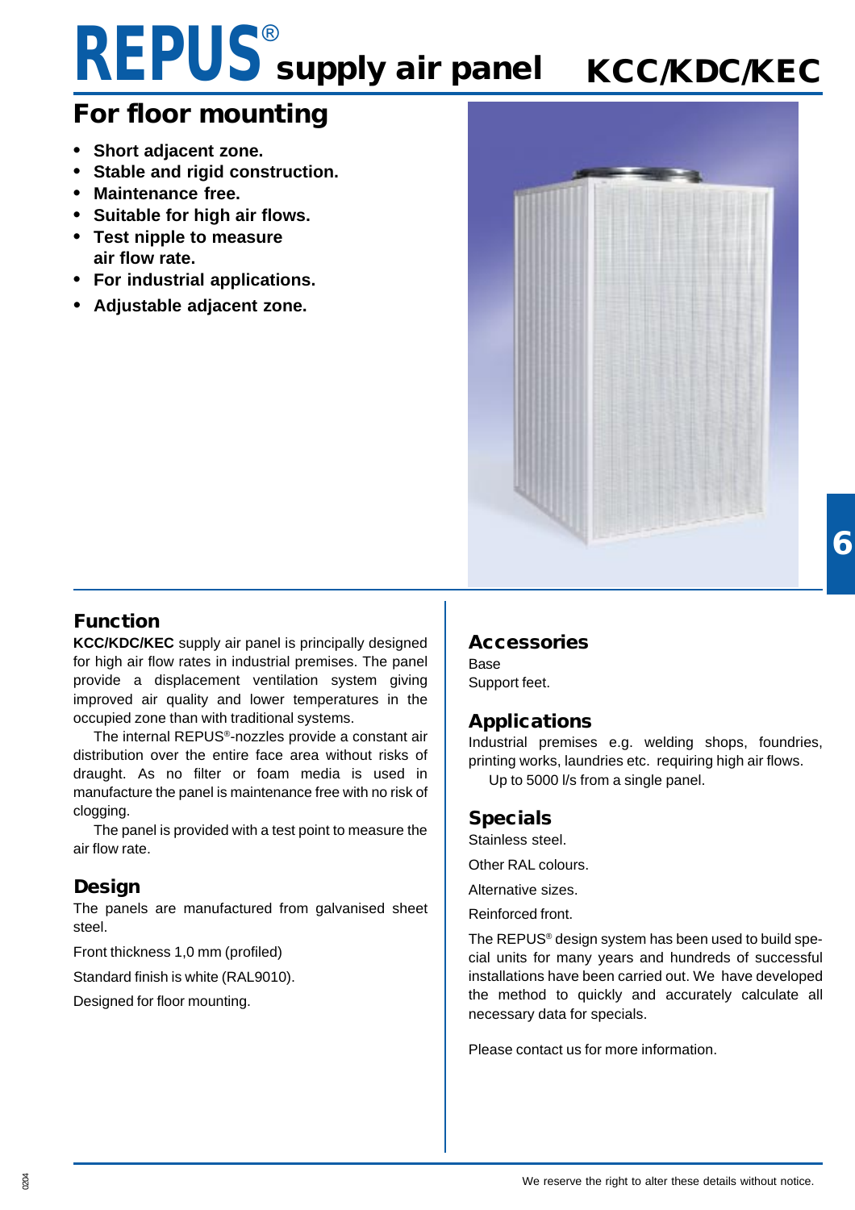# REPUS® supply air panel KCC/KDC/KEC

## For floor mounting

- **Short adjacent zone.**
- **Stable and rigid construction.**
- **Maintenance free.**
- **Suitable for high air flows.**
- **Test nipple to measure air flow rate.**
- **For industrial applications.**
- **Adjustable adjacent zone.**

## Function

**KCC/KDC/KEC** supply air panel is principally designed for high air flow rates in industrial premises. The panel provide a displacement ventilation system giving improved air quality and lower temperatures in the occupied zone than with traditional systems.

The internal REPUS®-nozzles provide a constant air distribution over the entire face area without risks of draught. As no filter or foam media is used in manufacture the panel is maintenance free with no risk of clogging.

The panel is provided with a test point to measure the air flow rate.

## Design

The panels are manufactured from galvanised sheet steel.

Front thickness 1,0 mm (profiled)

Standard finish is white (RAL9010).

Designed for floor mounting.

## Accessories

Base

Support feet.

## Applications

Industrial premises e.g. welding shops, foundries, printing works, laundries etc. requiring high air flows.

Up to 5000 l/s from a single panel.

## Specials

Stainless steel.

Other RAL colours.

Alternative sizes.

Reinforced front.

The REPUS® design system has been used to build special units for many years and hundreds of successful installations have been carried out. We have developed the method to quickly and accurately calculate all necessary data for specials.

Please contact us for more information.

We reserve the right to alter these details without notice.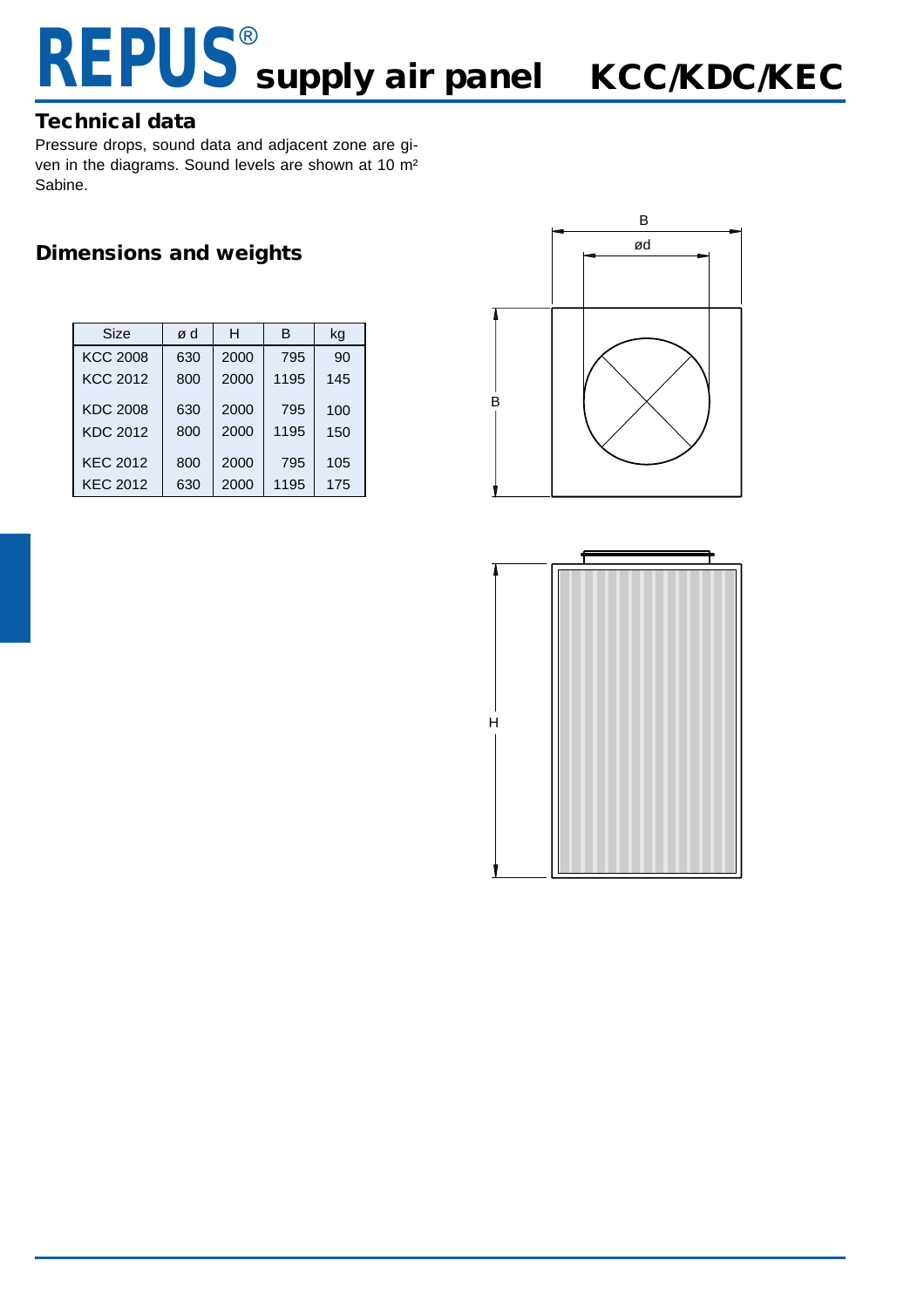# REPUS® supply air panel KCC/KDC/KEC

## Technical data

Pressure drops, sound data and adjacent zone are given in the diagrams. Sound levels are shown at 10 m² Sabine.

## Dimensions and weights

| Size | ø d | H | B | kg |
|---|---|---|---|---|
| KCC 2008 | 630 | 2000 | 795 | 90 |
| KCC 2012 | 800 | 2000 | 1195 | 145 |
| KDC 2008 | 630 | 2000 | 795 | 100 |
| KDC 2012 | 800 | 2000 | 1195 | 150 |
| KEC 2012 | 800 | 2000 | 795 | 105 |
| KEC 2012 | 630 | 2000 | 1195 | 175 |

B

ød

B

H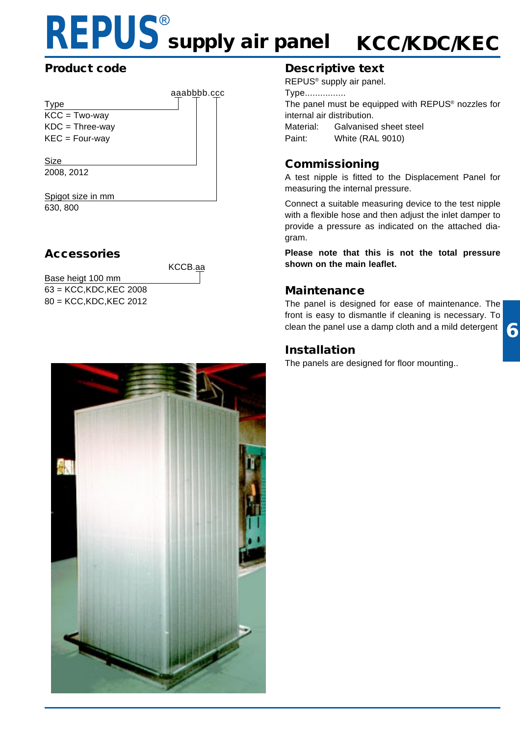# REPUS® supply air panel KCC/KDC/KEC

## Product code

aaabbbb.ccc

Type
KCC = Two-way
KDC = Three-way
KEC = Four-way

Size
2008, 2012

Spigot size in mm
630, 800

## Accessories

KCCB.aa

Base heigt 100 mm
63 = KCC,KDC,KEC 2008
80 = KCC,KDC,KEC 2012

## Descriptive text

REPUS® supply air panel.
Type................
The panel must be equipped with REPUS® nozzles for internal air distribution.
Material: Galvanised sheet steel
Paint: White (RAL 9010)

## Commissioning

A test nipple is fitted to the Displacement Panel for measuring the internal pressure.

Connect a suitable measuring device to the test nipple with a flexible hose and then adjust the inlet damper to provide a pressure as indicated on the attached diagram.

**Please note that this is not the total pressure shown on the main leaflet.**

## Maintenance

The panel is designed for ease of maintenance. The front is easy to dismantle if cleaning is necessary. To clean the panel use a damp cloth and a mild detergent

## Installation

The panels are designed for floor mounting..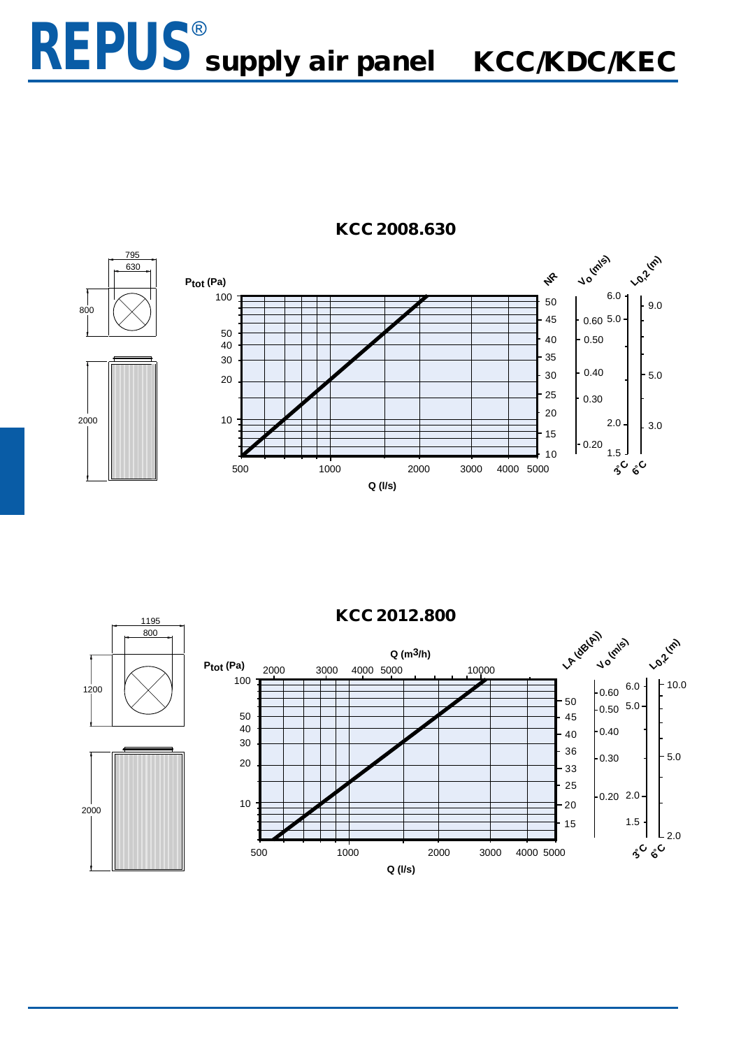# REPUS® supply air panel KCC/KDC/KEC

## KCC 2008.630

795
630
800
2000

$P_{tot}$ (Pa)
100
50
40
30
20
10

500 1000 2000 3000 4000 5000
Q (l/s)

NR
50
45
40
35
30
25
20
15
10

$V_o$ (m/s)
0.60
0.50
0.40
0.30
0.20

$L_{0,2}$ (m)
6.0
5.0
2.0
1.5
9.0
5.0
3.0

3°C 6°C

## KCC 2012.800

1195
800
1200
2000

Q ($m^3$/h)
2000 3000 4000 5000 10000

$P_{tot}$ (Pa)
100
50
40
30
20
10

500 1000 2000 3000 4000 5000
Q (l/s)

LA (dB(A))
50
45
40
36
33
25
20
15

$V_o$ (m/s)
0.60
0.50
0.40
0.30
0.20

$L_{0,2}$ (m)
6.0
5.0
2.0
1.5
10.0
5.0
2.0

3°C 6°C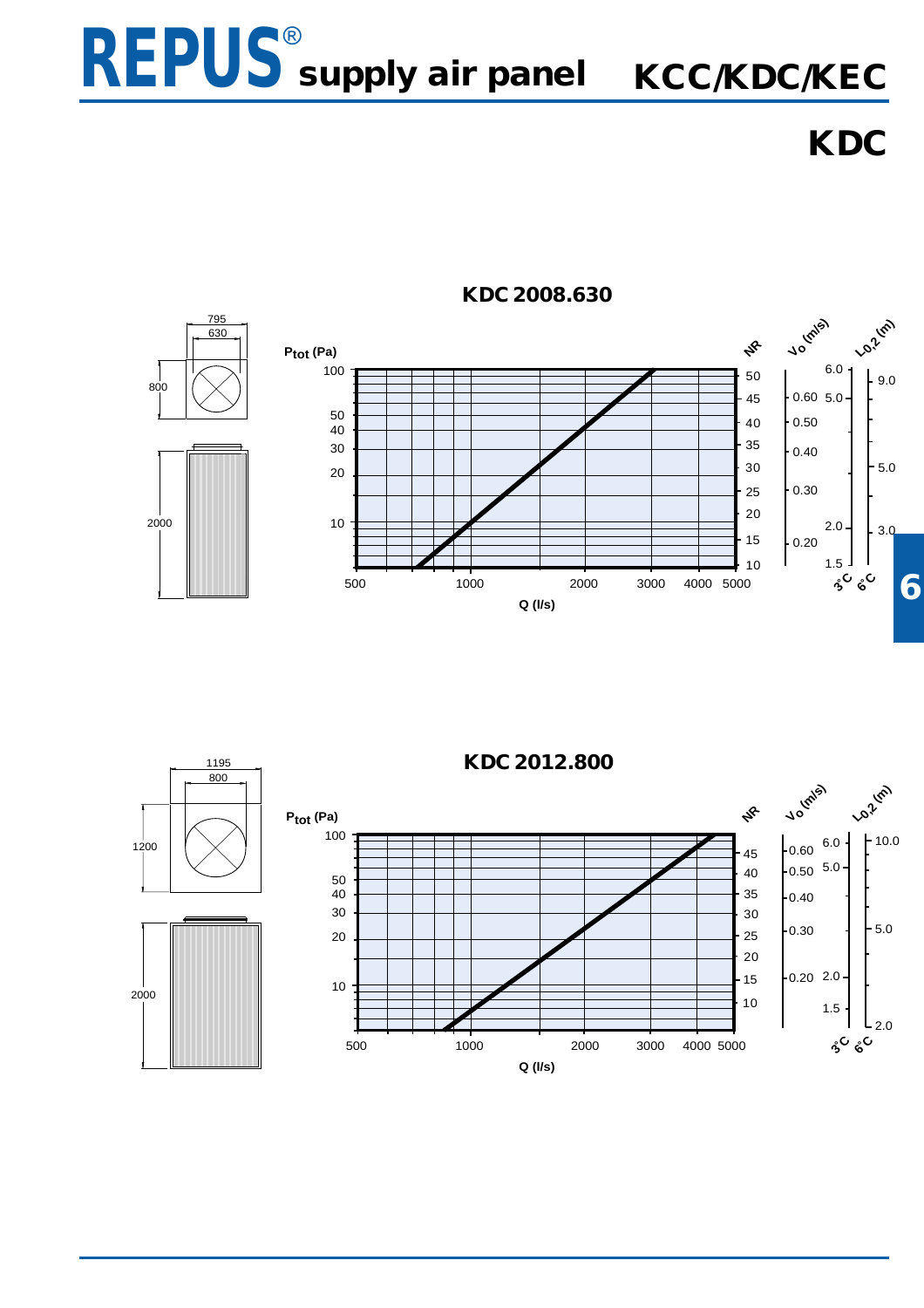# REPUS® supply air panel KCC/KDC/KEC

## KDC

### KDC 2008.630

795
630
800
2000

$P_{tot}$ (Pa)

100
50
40
30
20
10

500 1000 2000 3000 4000 5000

Q (l/s)

NR: 50, 45, 40, 35, 30, 25, 20, 15, 10

$V_o$ (m/s): 0.60, 0.50, 0.40, 0.30, 0.20

$L_{0,2}$ (m): 3°C: 6.0, 5.0, 2.0, 1.5; 6°C: 9.0, 5.0, 3.0

### KDC 2012.800

1195
800
1200
2000

$P_{tot}$ (Pa)

100
50
40
30
20
10

500 1000 2000 3000 4000 5000

Q (l/s)

NR: 45, 40, 35, 30, 25, 20, 15, 10

$V_o$ (m/s): 0.60, 0.50, 0.40, 0.30, 0.20

$L_{0,2}$ (m): 3°C: 6.0, 5.0, 2.0, 1.5; 6°C: 10.0, 5.0, 2.0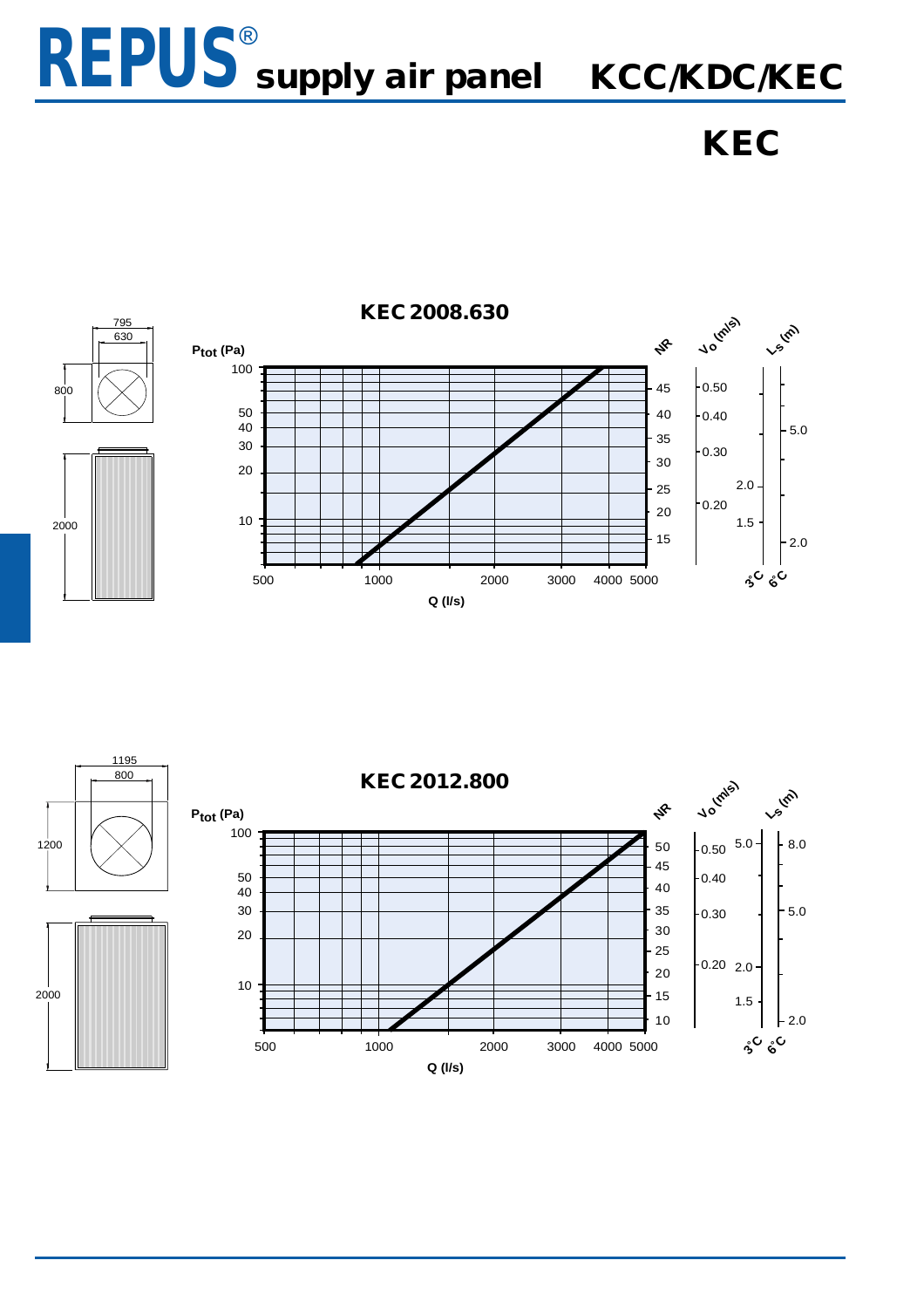# REPUS® supply air panel KCC/KDC/KEC

## KEC

### KEC 2008.630

795
630
800
2000

Ptot (Pa)
100
50
40
30
20
10

500
1000
2000
3000
4000
5000
Q (l/s)

NR
45
40
35
30
25
20
15

Vo (m/s)
0.50
0.40
0.30
0.20

Ls (m)
2.0
1.5
5.0
2.0
3°C
6°C

### KEC 2012.800

1195
800
1200
2000

Ptot (Pa)
100
50
40
30
20
10

500
1000
2000
3000
4000
5000
Q (l/s)

NR
50
45
40
35
30
25
20
15
10

Vo (m/s)
0.50
0.40
0.30
0.20

Ls (m)
5.0
2.0
1.5
8.0
5.0
2.0
3°C
6°C